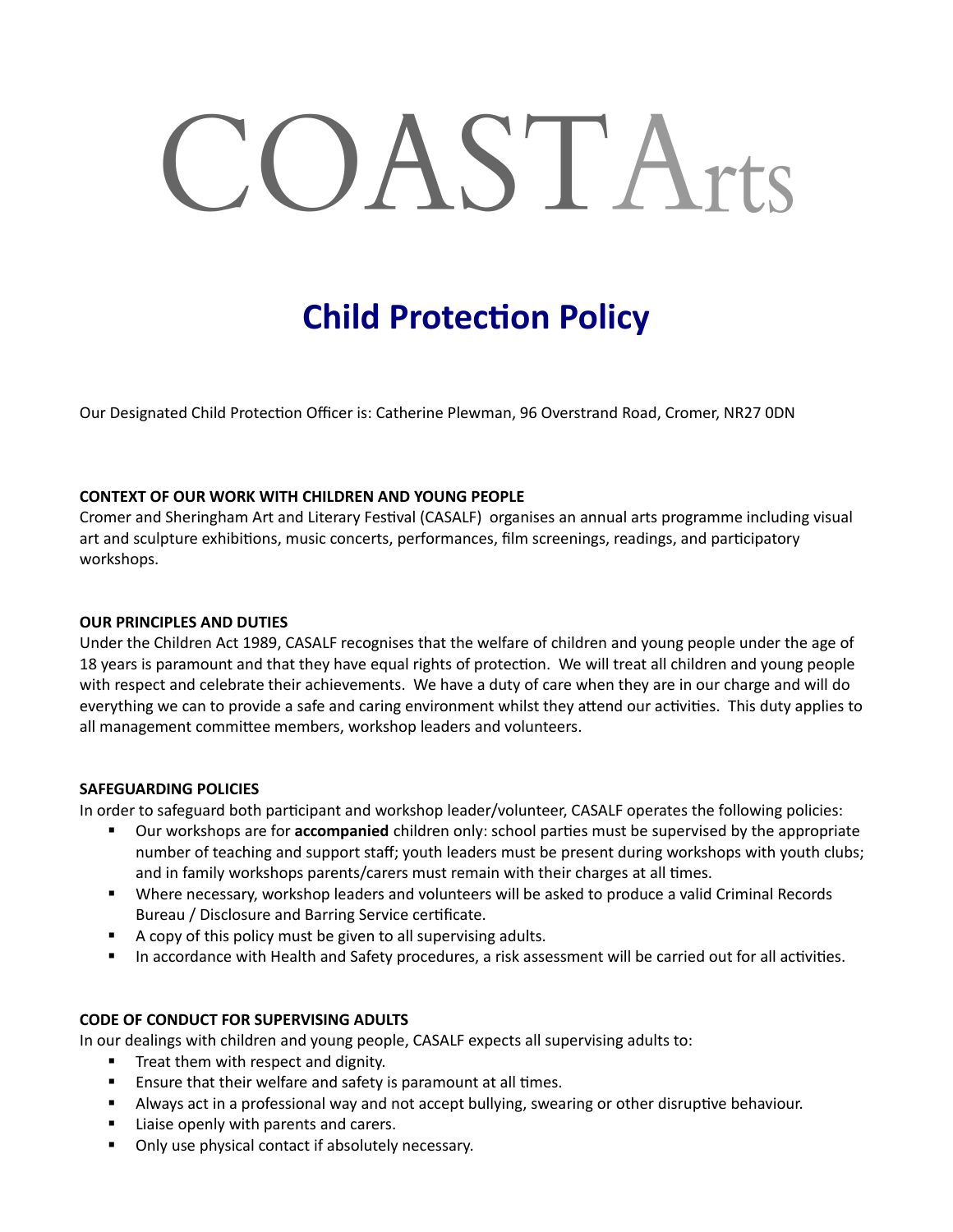# COASTArts

## Child Protection Policy

Our Designated Child Protection Officer is: Catherine Plewman, 96 Overstrand Road, Cromer, NR27 0DN

### CONTEXT OF OUR WORK WITH CHILDREN AND YOUNG PEOPLE

Cromer and Sheringham Art and Literary Festival (CASALF) organises an annual arts programme including visual art and sculpture exhibitions, music concerts, performances, film screenings, readings, and participatory workshops.

### OUR PRINCIPLES AND DUTIES

Under the Children Act 1989, CASALF recognises that the welfare of children and young people under the age of 18 years is paramount and that they have equal rights of protection. We will treat all children and young people with respect and celebrate their achievements. We have a duty of care when they are in our charge and will do everything we can to provide a safe and caring environment whilst they attend our activities. This duty applies to all management committee members, workshop leaders and volunteers.

### SAFEGUARDING POLICIES

In order to safeguard both participant and workshop leader/volunteer, CASALF operates the following policies:

- Our workshops are for **accompanied** children only: school parties must be supervised by the appropriate number of teaching and support staff; youth leaders must be present during workshops with youth clubs; and in family workshops parents/carers must remain with their charges at all times.
- Where necessary, workshop leaders and volunteers will be asked to produce a valid Criminal Records Bureau / Disclosure and Barring Service certificate.
- A copy of this policy must be given to all supervising adults.
- In accordance with Health and Safety procedures, a risk assessment will be carried out for all activities.

### CODE OF CONDUCT FOR SUPERVISING ADULTS

In our dealings with children and young people, CASALF expects all supervising adults to:

- Treat them with respect and dignity.
- Ensure that their welfare and safety is paramount at all times.
- Always act in a professional way and not accept bullying, swearing or other disruptive behaviour.
- Liaise openly with parents and carers.
- Only use physical contact if absolutely necessary.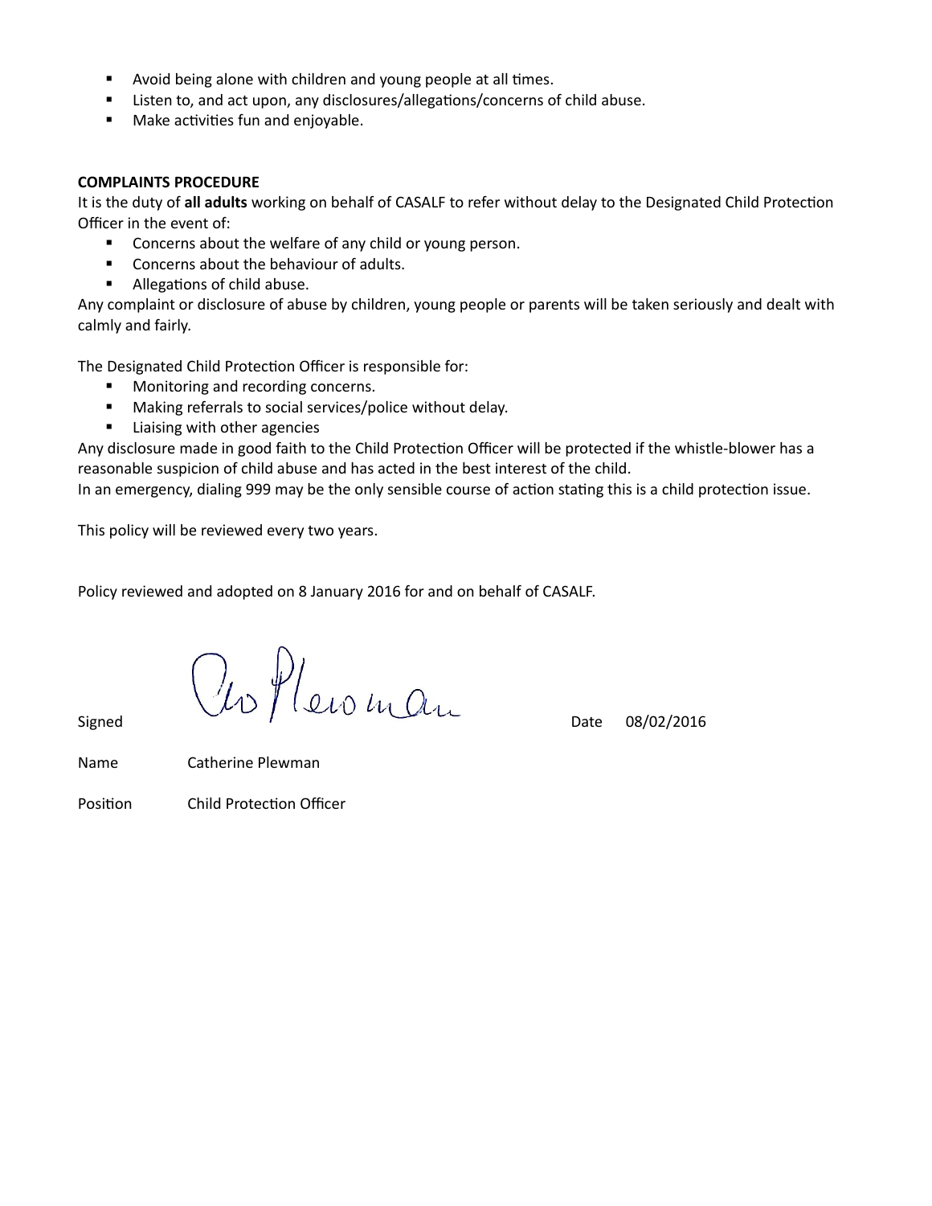- Avoid being alone with children and young people at all times.
- Listen to, and act upon, any disclosures/allegations/concerns of child abuse.
- Make activities fun and enjoyable.

**COMPLAINTS PROCEDURE**

It is the duty of **all adults** working on behalf of CASALF to refer without delay to the Designated Child Protection Officer in the event of:

- Concerns about the welfare of any child or young person.
- Concerns about the behaviour of adults.
- Allegations of child abuse.

Any complaint or disclosure of abuse by children, young people or parents will be taken seriously and dealt with calmly and fairly.

The Designated Child Protection Officer is responsible for:

- Monitoring and recording concerns.
- Making referrals to social services/police without delay.
- Liaising with other agencies

Any disclosure made in good faith to the Child Protection Officer will be protected if the whistle-blower has a reasonable suspicion of child abuse and has acted in the best interest of the child.

In an emergency, dialing 999 may be the only sensible course of action stating this is a child protection issue.

This policy will be reviewed every two years.

Policy reviewed and adopted on 8 January 2016 for and on behalf of CASALF.

Signed Cas Plewman Date 08/02/2016

Name Catherine Plewman

Position Child Protection Officer